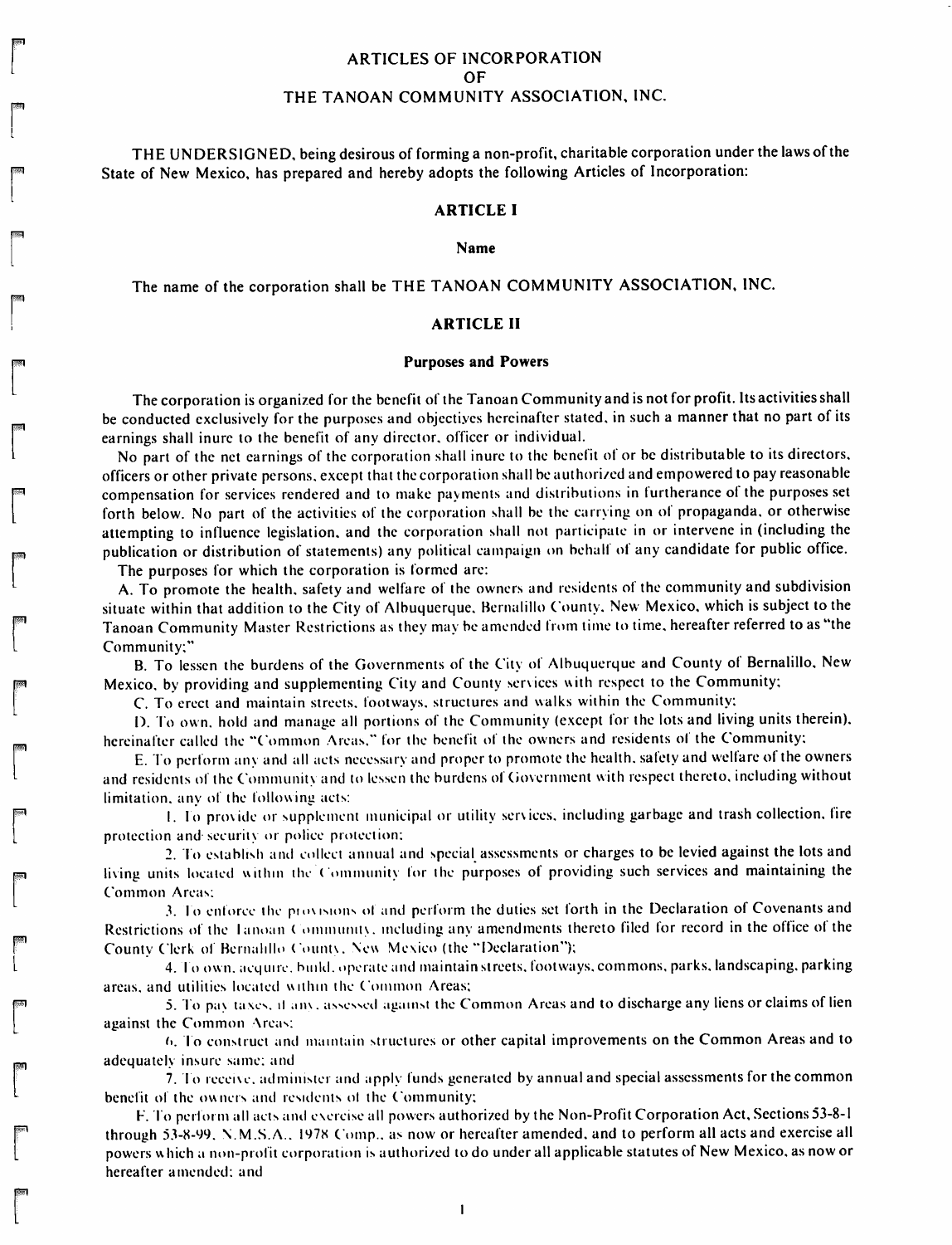# ARTICLES OF INCORPORATION
# OF
# THE TANOAN COMMUNITY ASSOCIATION, INC.

THE UNDERSIGNED, being desirous of forming a non-profit, charitable corporation under the laws of the State of New Mexico, has prepared and hereby adopts the following Articles of Incorporation:

## ARTICLE I

### Name

The name of the corporation shall be THE TANOAN COMMUNITY ASSOCIATION, INC.

## ARTICLE II

### Purposes and Powers

The corporation is organized for the benefit of the Tanoan Community and is not for profit. Its activities shall be conducted exclusively for the purposes and objectives hereinafter stated, in such a manner that no part of its earnings shall inure to the benefit of any director, officer or individual.

No part of the net earnings of the corporation shall inure to the benefit of or be distributable to its directors, officers or other private persons, except that the corporation shall be authorized and empowered to pay reasonable compensation for services rendered and to make payments and distributions in furtherance of the purposes set forth below. No part of the activities of the corporation shall be the carrying on of propaganda, or otherwise attempting to influence legislation, and the corporation shall not participate in or intervene in (including the publication or distribution of statements) any political campaign on behalf of any candidate for public office.

The purposes for which the corporation is formed are:

A. To promote the health, safety and welfare of the owners and residents of the community and subdivision situate within that addition to the City of Albuquerque, Bernalillo County, New Mexico, which is subject to the Tanoan Community Master Restrictions as they may be amended from time to time, hereafter referred to as "the Community;"

B. To lessen the burdens of the Governments of the City of Albuquerque and County of Bernalillo, New Mexico, by providing and supplementing City and County services with respect to the Community;

C. To erect and maintain streets, footways, structures and walks within the Community;

D. To own, hold and manage all portions of the Community (except for the lots and living units therein), hereinafter called the "Common Areas," for the benefit of the owners and residents of the Community;

E. To perform any and all acts necessary and proper to promote the health, safety and welfare of the owners and residents of the Community and to lessen the burdens of Government with respect thereto, including without limitation, any of the following acts:

1. To provide or supplement municipal or utility services, including garbage and trash collection, fire protection and security or police protection;

2. To establish and collect annual and special assessments or charges to be levied against the lots and living units located within the Community for the purposes of providing such services and maintaining the Common Areas;

3. To enforce the provisions of and perform the duties set forth in the Declaration of Covenants and Restrictions of the Tanoan Community, including any amendments thereto filed for record in the office of the County Clerk of Bernalillo County, New Mexico (the "Declaration");

4. To own, acquire, build, operate and maintain streets, footways, commons, parks, landscaping, parking areas, and utilities located within the Common Areas;

5. To pay taxes, if any, assessed against the Common Areas and to discharge any liens or claims of lien against the Common Areas;

6. To construct and maintain structures or other capital improvements on the Common Areas and to adequately insure same; and

7. To receive, administer and apply funds generated by annual and special assessments for the common benefit of the owners and residents of the Community;

F. To perform all acts and exercise all powers authorized by the Non-Profit Corporation Act, Sections 53-8-1 through 53-8-99, N.M.S.A., 1978 Comp., as now or hereafter amended, and to perform all acts and exercise all powers which a non-profit corporation is authorized to do under all applicable statutes of New Mexico, as now or hereafter amended; and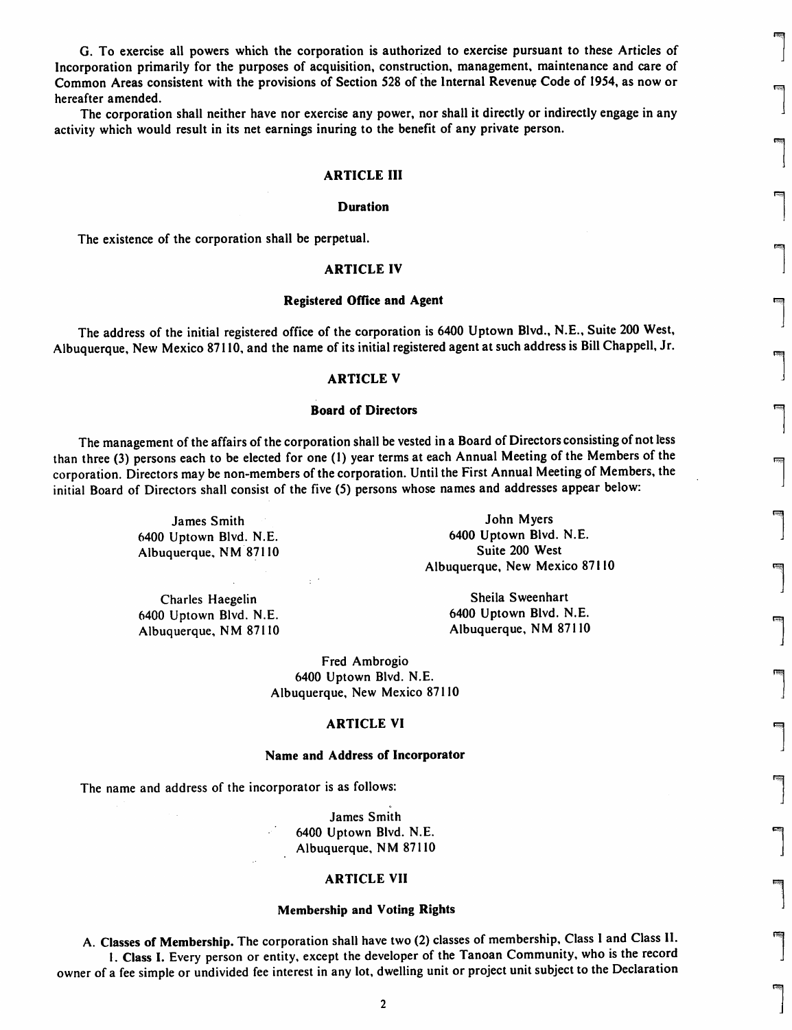G. To exercise all powers which the corporation is authorized to exercise pursuant to these Articles of Incorporation primarily for the purposes of acquisition, construction, management, maintenance and care of Common Areas consistent with the provisions of Section 528 of the Internal Revenue Code of 1954, as now or hereafter amended.

The corporation shall neither have nor exercise any power, nor shall it directly or indirectly engage in any activity which would result in its net earnings inuring to the benefit of any private person.

## ARTICLE III

### Duration

The existence of the corporation shall be perpetual.

## ARTICLE IV

### Registered Office and Agent

The address of the initial registered office of the corporation is 6400 Uptown Blvd., N.E., Suite 200 West, Albuquerque, New Mexico 87110, and the name of its initial registered agent at such address is Bill Chappell, Jr.

## ARTICLE V

### Board of Directors

The management of the affairs of the corporation shall be vested in a Board of Directors consisting of not less than three (3) persons each to be elected for one (1) year terms at each Annual Meeting of the Members of the corporation. Directors may be non-members of the corporation. Until the First Annual Meeting of Members, the initial Board of Directors shall consist of the five (5) persons whose names and addresses appear below:

James Smith
6400 Uptown Blvd. N.E.
Albuquerque, NM 87110

John Myers
6400 Uptown Blvd. N.E.
Suite 200 West
Albuquerque, New Mexico 87110

Charles Haegelin
6400 Uptown Blvd. N.E.
Albuquerque, NM 87110

Sheila Sweenhart
6400 Uptown Blvd. N.E.
Albuquerque, NM 87110

Fred Ambrogio
6400 Uptown Blvd. N.E.
Albuquerque, New Mexico 87110

## ARTICLE VI

### Name and Address of Incorporator

The name and address of the incorporator is as follows:

James Smith
6400 Uptown Blvd. N.E.
Albuquerque, NM 87110

## ARTICLE VII

### Membership and Voting Rights

A. **Classes of Membership.** The corporation shall have two (2) classes of membership, Class I and Class II.

1. **Class I.** Every person or entity, except the developer of the Tanoan Community, who is the record owner of a fee simple or undivided fee interest in any lot, dwelling unit or project unit subject to the Declaration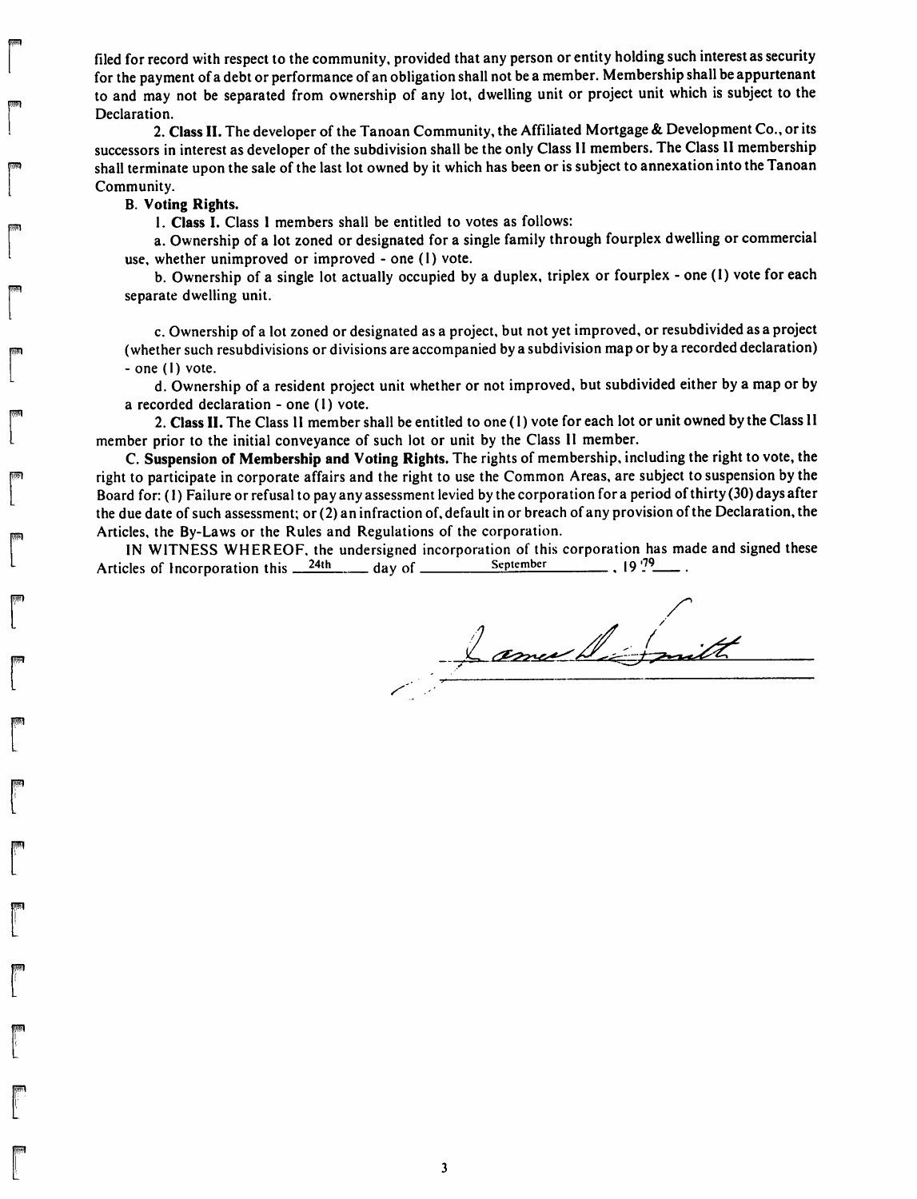filed for record with respect to the community, provided that any person or entity holding such interest as security for the payment of a debt or performance of an obligation shall not be a member. Membership shall be appurtenant to and may not be separated from ownership of any lot, dwelling unit or project unit which is subject to the Declaration.

2. **Class II.** The developer of the Tanoan Community, the Affiliated Mortgage & Development Co., or its successors in interest as developer of the subdivision shall be the only Class II members. The Class II membership shall terminate upon the sale of the last lot owned by it which has been or is subject to annexation into the Tanoan Community.

B. **Voting Rights.**

1. **Class I.** Class I members shall be entitled to votes as follows:

a. Ownership of a lot zoned or designated for a single family through fourplex dwelling or commercial use, whether unimproved or improved - one (1) vote.

b. Ownership of a single lot actually occupied by a duplex, triplex or fourplex - one (1) vote for each separate dwelling unit.

c. Ownership of a lot zoned or designated as a project, but not yet improved, or resubdivided as a project (whether such resubdivisions or divisions are accompanied by a subdivision map or by a recorded declaration) - one (1) vote.

d. Ownership of a resident project unit whether or not improved, but subdivided either by a map or by a recorded declaration - one (1) vote.

2. **Class II.** The Class II member shall be entitled to one (1) vote for each lot or unit owned by the Class II member prior to the initial conveyance of such lot or unit by the Class II member.

C. **Suspension of Membership and Voting Rights.** The rights of membership, including the right to vote, the right to participate in corporate affairs and the right to use the Common Areas, are subject to suspension by the Board for: (1) Failure or refusal to pay any assessment levied by the corporation for a period of thirty (30) days after the due date of such assessment; or (2) an infraction of, default in or breach of any provision of the Declaration, the Articles, the By-Laws or the Rules and Regulations of the corporation.

IN WITNESS WHEREOF, the undersigned incorporation of this corporation has made and signed these Articles of Incorporation this 24th day of September, 19 79.

James D. Smith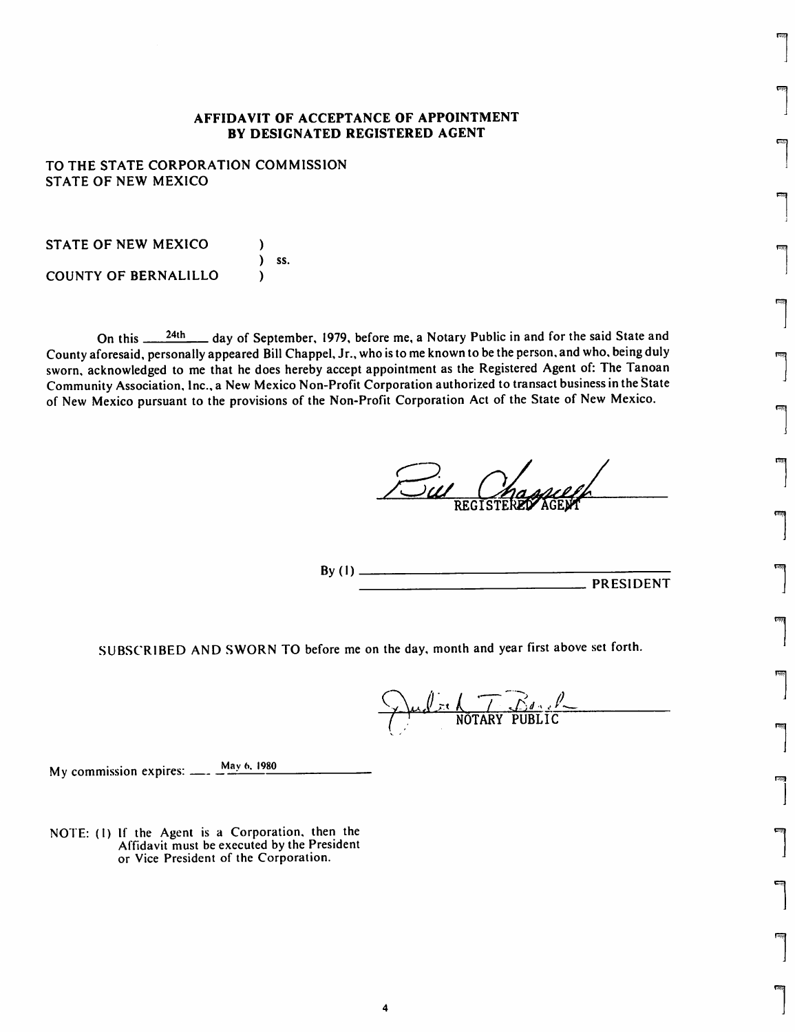## AFFIDAVIT OF ACCEPTANCE OF APPOINTMENT BY DESIGNATED REGISTERED AGENT

TO THE STATE CORPORATION COMMISSION
STATE OF NEW MEXICO

STATE OF NEW MEXICO )
) ss.
COUNTY OF BERNALILLO )

On this 24th day of September, 1979, before me, a Notary Public in and for the said State and County aforesaid, personally appeared Bill Chappel, Jr., who is to me known to be the person, and who, being duly sworn, acknowledged to me that he does hereby accept appointment as the Registered Agent of: The Tanoan Community Association, Inc., a New Mexico Non-Profit Corporation authorized to transact business in the State of New Mexico pursuant to the provisions of the Non-Profit Corporation Act of the State of New Mexico.

Bill Chappel
REGISTERED AGENT

By (1) \_\_\_\_\_\_\_\_\_\_\_\_\_\_\_\_\_\_\_\_\_\_\_\_\_\_\_\_\_\_
\_\_\_\_\_\_\_\_\_\_\_\_\_\_\_\_\_\_\_\_\_\_\_\_\_\_\_\_\_\_ PRESIDENT

SUBSCRIBED AND SWORN TO before me on the day, month and year first above set forth.

Judith T. Bond
NOTARY PUBLIC

My commission expires: May 6, 1980

NOTE: (1) If the Agent is a Corporation, then the Affidavit must be executed by the President or Vice President of the Corporation.